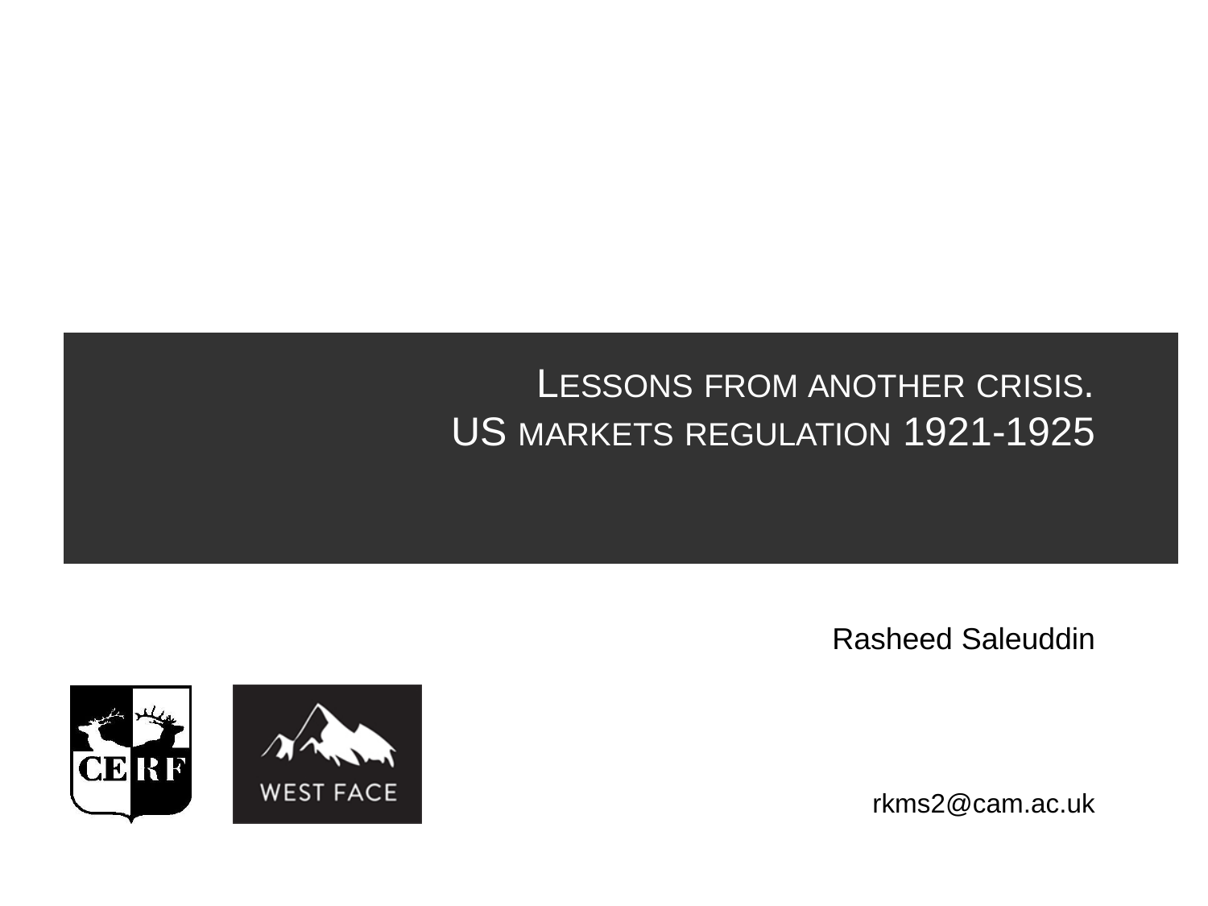# Lessons from another crisis.
# US markets regulation 1921-1925

Rasheed Saleuddin

CERF

WEST FACE

rkms2@cam.ac.uk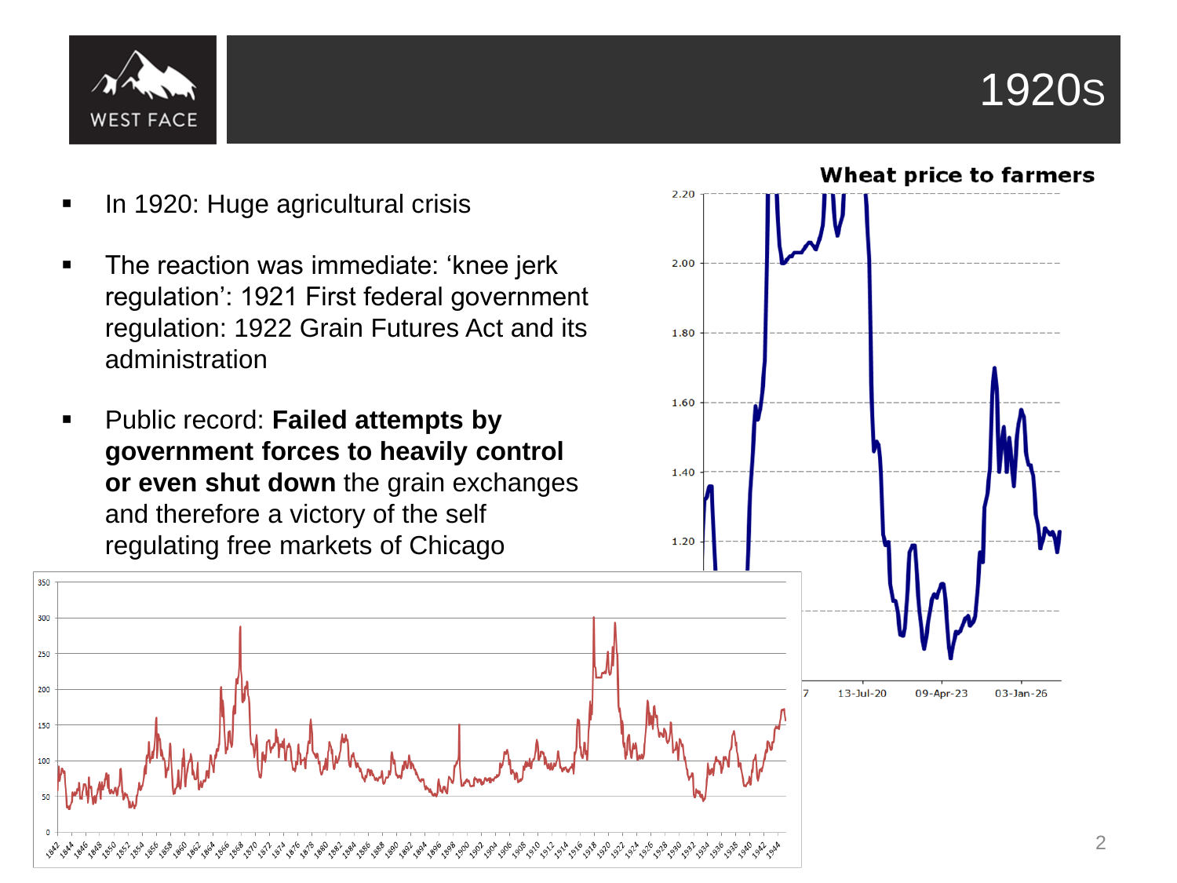# 1920s

- In 1920: Huge agricultural crisis
- The reaction was immediate: 'knee jerk regulation': 1921 First federal government regulation: 1922 Grain Futures Act and its administration
- Public record: **Failed attempts by government forces to heavily control or even shut down** the grain exchanges and therefore a victory of the self regulating free markets of Chicago

Wheat price to farmers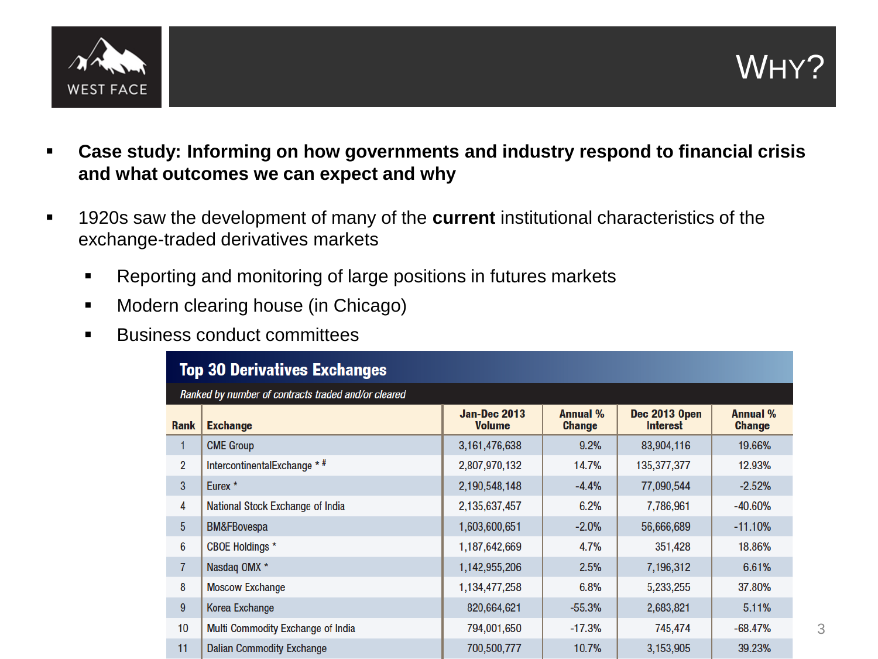# WHY?

- **Case study: Informing on how governments and industry respond to financial crisis and what outcomes we can expect and why**
- 1920s saw the development of many of the **current** institutional characteristics of the exchange-traded derivatives markets
  - Reporting and monitoring of large positions in futures markets
  - Modern clearing house (in Chicago)
  - Business conduct committees

**Top 30 Derivatives Exchanges**

*Ranked by number of contracts traded and/or cleared*

| Rank | Exchange | Jan-Dec 2013 Volume | Annual % Change | Dec 2013 Open Interest | Annual % Change |
|---|---|---|---|---|---|
| 1 | CME Group | 3,161,476,638 | 9.2% | 83,904,116 | 19.66% |
| 2 | IntercontinentalExchange * # | 2,807,970,132 | 14.7% | 135,377,377 | 12.93% |
| 3 | Eurex * | 2,190,548,148 | -4.4% | 77,090,544 | -2.52% |
| 4 | National Stock Exchange of India | 2,135,637,457 | 6.2% | 7,786,961 | -40.60% |
| 5 | BM&FBovespa | 1,603,600,651 | -2.0% | 56,666,689 | -11.10% |
| 6 | CBOE Holdings * | 1,187,642,669 | 4.7% | 351,428 | 18.86% |
| 7 | Nasdaq OMX * | 1,142,955,206 | 2.5% | 7,196,312 | 6.61% |
| 8 | Moscow Exchange | 1,134,477,258 | 6.8% | 5,233,255 | 37.80% |
| 9 | Korea Exchange | 820,664,621 | -55.3% | 2,683,821 | 5.11% |
| 10 | Multi Commodity Exchange of India | 794,001,650 | -17.3% | 745,474 | -68.47% |
| 11 | Dalian Commodity Exchange | 700,500,777 | 10.7% | 3,153,905 | 39.23% |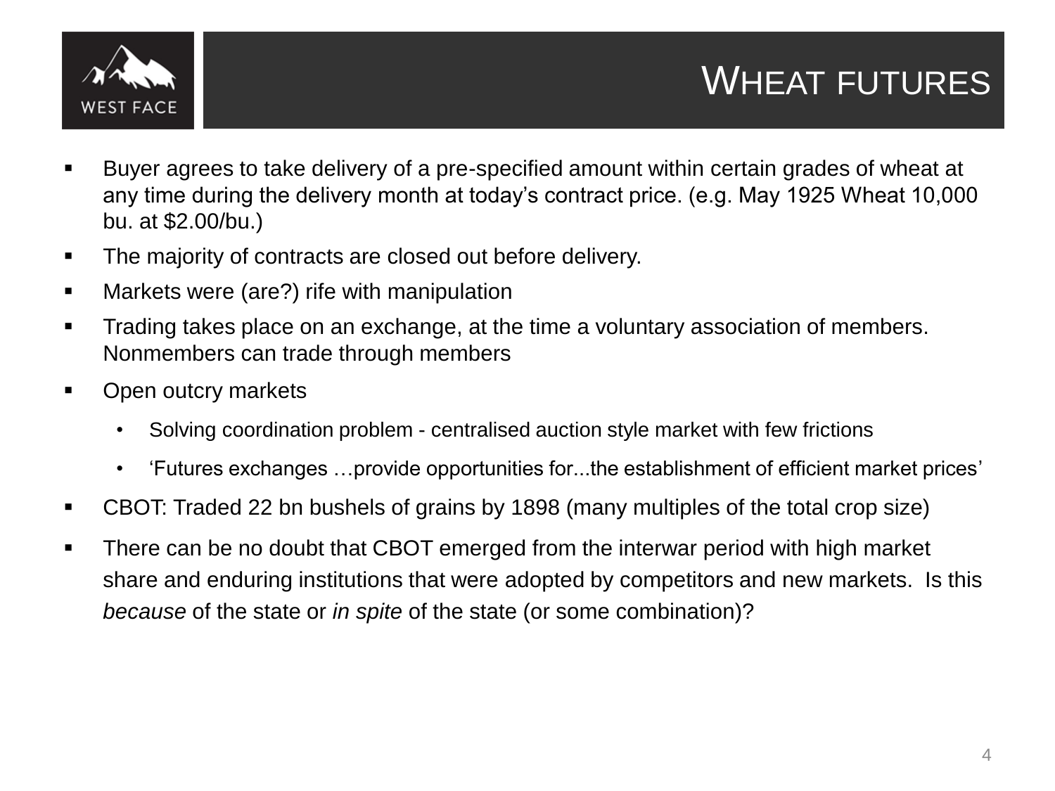# Wheat futures

- Buyer agrees to take delivery of a pre-specified amount within certain grades of wheat at any time during the delivery month at today's contract price. (e.g. May 1925 Wheat 10,000 bu. at $2.00/bu.)
- The majority of contracts are closed out before delivery.
- Markets were (are?) rife with manipulation
- Trading takes place on an exchange, at the time a voluntary association of members. Nonmembers can trade through members
- Open outcry markets
  - Solving coordination problem - centralised auction style market with few frictions
  - 'Futures exchanges …provide opportunities for...the establishment of efficient market prices'
- CBOT: Traded 22 bn bushels of grains by 1898 (many multiples of the total crop size)
- There can be no doubt that CBOT emerged from the interwar period with high market share and enduring institutions that were adopted by competitors and new markets. Is this *because* of the state or *in spite* of the state (or some combination)?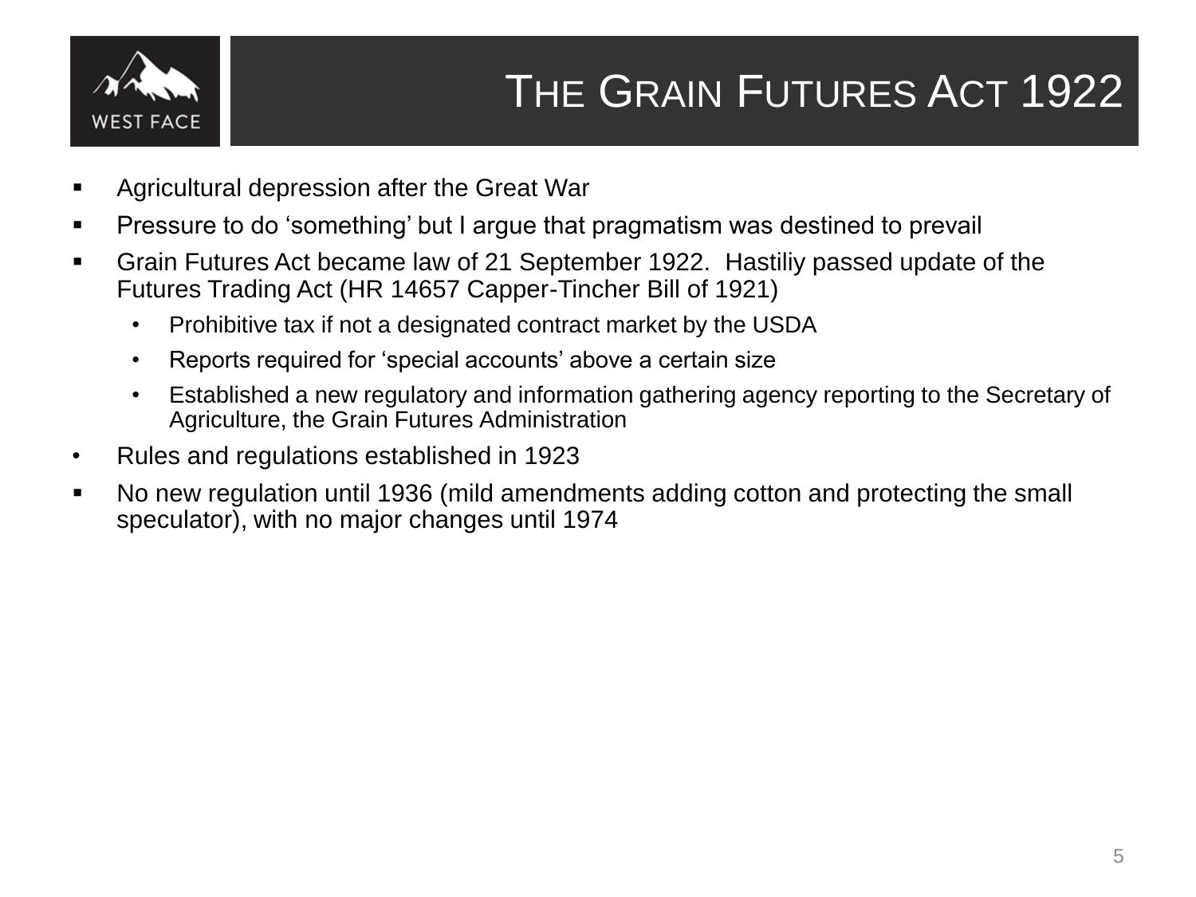# The Grain Futures Act 1922

- Agricultural depression after the Great War
- Pressure to do ‘something’ but I argue that pragmatism was destined to prevail
- Grain Futures Act became law of 21 September 1922. Hastiliy passed update of the Futures Trading Act (HR 14657 Capper-Tincher Bill of 1921)
  - Prohibitive tax if not a designated contract market by the USDA
  - Reports required for ‘special accounts’ above a certain size
  - Established a new regulatory and information gathering agency reporting to the Secretary of Agriculture, the Grain Futures Administration
- Rules and regulations established in 1923
- No new regulation until 1936 (mild amendments adding cotton and protecting the small speculator), with no major changes until 1974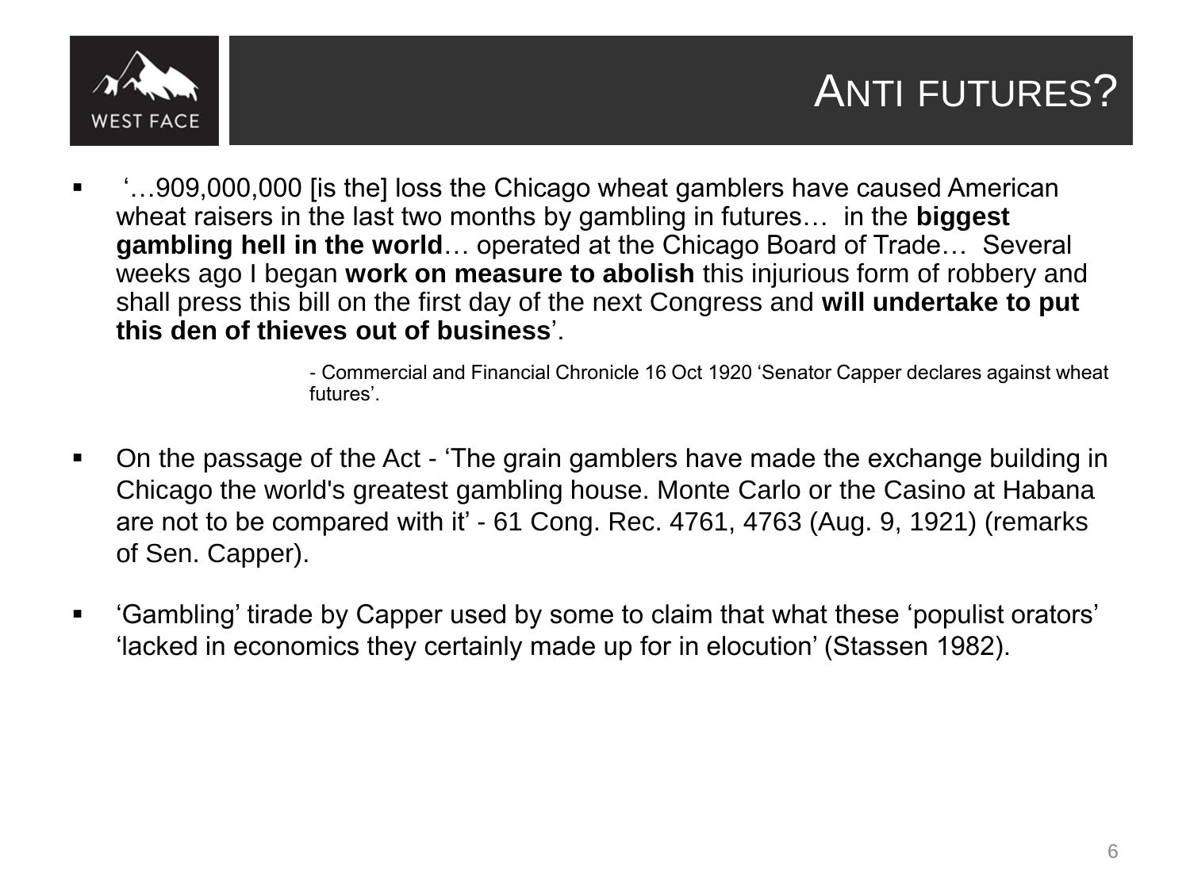# ANTI FUTURES?

- '…909,000,000 [is the] loss the Chicago wheat gamblers have caused American wheat raisers in the last two months by gambling in futures… in the **biggest gambling hell in the world**… operated at the Chicago Board of Trade… Several weeks ago I began **work on measure to abolish** this injurious form of robbery and shall press this bill on the first day of the next Congress and **will undertake to put this den of thieves out of business**'.

  - Commercial and Financial Chronicle 16 Oct 1920 'Senator Capper declares against wheat futures'.

- On the passage of the Act - 'The grain gamblers have made the exchange building in Chicago the world's greatest gambling house. Monte Carlo or the Casino at Habana are not to be compared with it' - 61 Cong. Rec. 4761, 4763 (Aug. 9, 1921) (remarks of Sen. Capper).

- 'Gambling' tirade by Capper used by some to claim that what these 'populist orators' 'lacked in economics they certainly made up for in elocution' (Stassen 1982).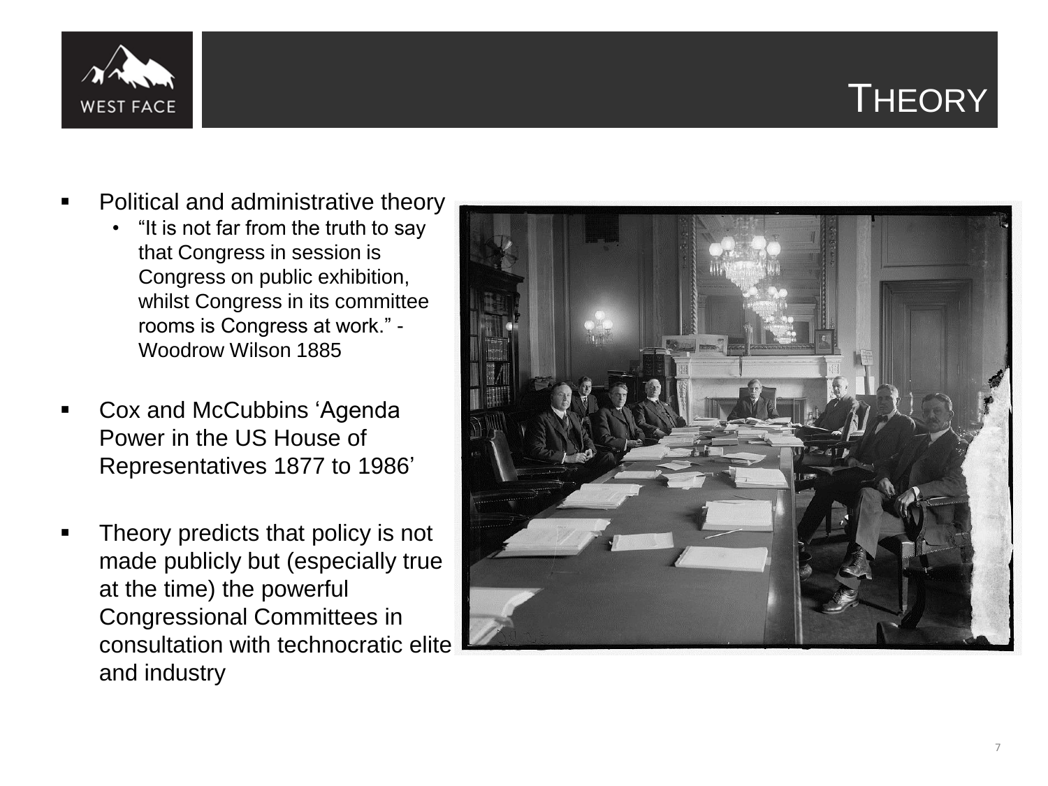# Theory

- Political and administrative theory
  - "It is not far from the truth to say that Congress in session is Congress on public exhibition, whilst Congress in its committee rooms is Congress at work." - Woodrow Wilson 1885
- Cox and McCubbins 'Agenda Power in the US House of Representatives 1877 to 1986'
- Theory predicts that policy is not made publicly but (especially true at the time) the powerful Congressional Committees in consultation with technocratic elite and industry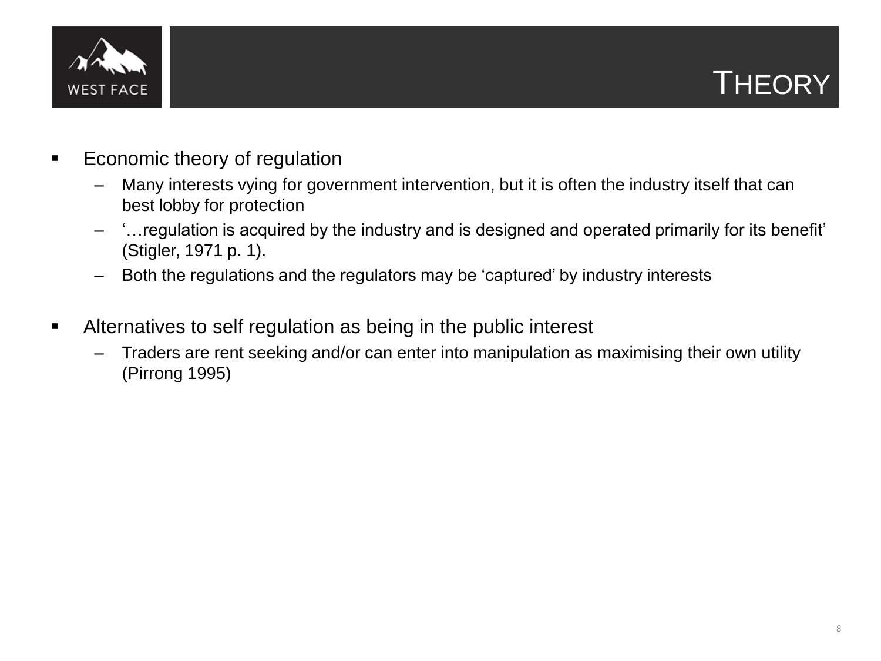# Theory

- Economic theory of regulation
  - Many interests vying for government intervention, but it is often the industry itself that can best lobby for protection
  - '…regulation is acquired by the industry and is designed and operated primarily for its benefit' (Stigler, 1971 p. 1).
  - Both the regulations and the regulators may be 'captured' by industry interests

- Alternatives to self regulation as being in the public interest
  - Traders are rent seeking and/or can enter into manipulation as maximising their own utility (Pirrong 1995)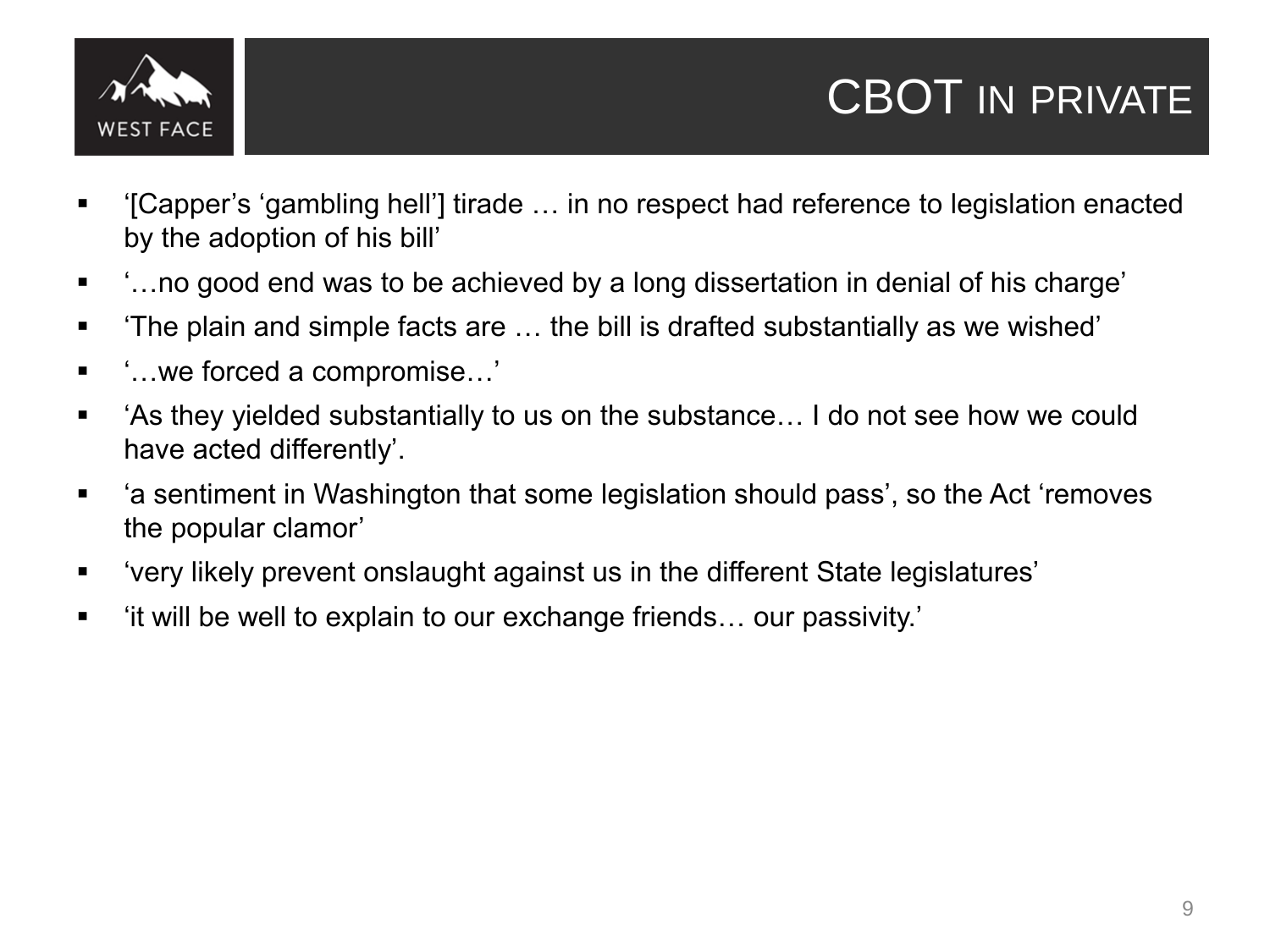# CBOT IN PRIVATE

- '[Capper's 'gambling hell'] tirade … in no respect had reference to legislation enacted by the adoption of his bill'
- '…no good end was to be achieved by a long dissertation in denial of his charge'
- 'The plain and simple facts are … the bill is drafted substantially as we wished'
- '…we forced a compromise…'
- 'As they yielded substantially to us on the substance… I do not see how we could have acted differently'.
- 'a sentiment in Washington that some legislation should pass', so the Act 'removes the popular clamor'
- 'very likely prevent onslaught against us in the different State legislatures'
- 'it will be well to explain to our exchange friends… our passivity.'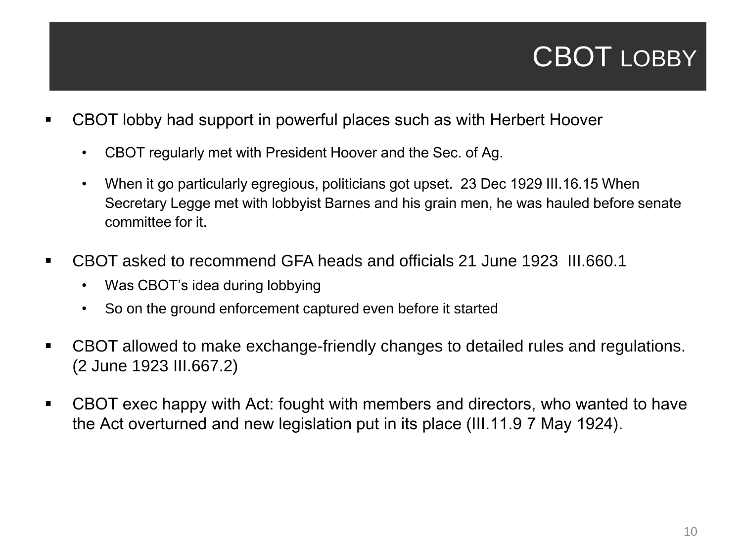# CBOT LOBBY

- CBOT lobby had support in powerful places such as with Herbert Hoover
  - CBOT regularly met with President Hoover and the Sec. of Ag.
  - When it go particularly egregious, politicians got upset. 23 Dec 1929 III.16.15 When Secretary Legge met with lobbyist Barnes and his grain men, he was hauled before senate committee for it.
- CBOT asked to recommend GFA heads and officials 21 June 1923 III.660.1
  - Was CBOT's idea during lobbying
  - So on the ground enforcement captured even before it started
- CBOT allowed to make exchange-friendly changes to detailed rules and regulations. (2 June 1923 III.667.2)
- CBOT exec happy with Act: fought with members and directors, who wanted to have the Act overturned and new legislation put in its place (III.11.9 7 May 1924).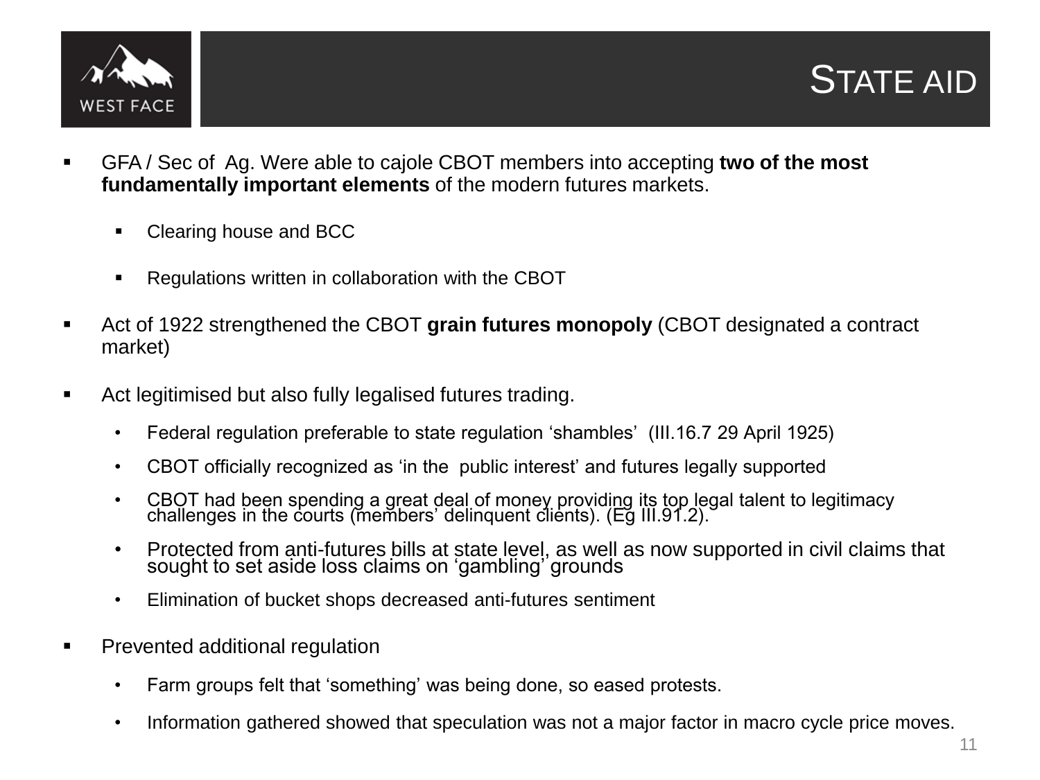# STATE AID

- GFA / Sec of Ag. Were able to cajole CBOT members into accepting **two of the most fundamentally important elements** of the modern futures markets.
  - Clearing house and BCC
  - Regulations written in collaboration with the CBOT
- Act of 1922 strengthened the CBOT **grain futures monopoly** (CBOT designated a contract market)
- Act legitimised but also fully legalised futures trading.
  - Federal regulation preferable to state regulation 'shambles' (III.16.7 29 April 1925)
  - CBOT officially recognized as 'in the public interest' and futures legally supported
  - CBOT had been spending a great deal of money providing its top legal talent to legitimacy challenges in the courts (members' delinquent clients). (Eg III.91.2).
  - Protected from anti-futures bills at state level, as well as now supported in civil claims that sought to set aside loss claims on 'gambling' grounds
  - Elimination of bucket shops decreased anti-futures sentiment
- Prevented additional regulation
  - Farm groups felt that 'something' was being done, so eased protests.
  - Information gathered showed that speculation was not a major factor in macro cycle price moves.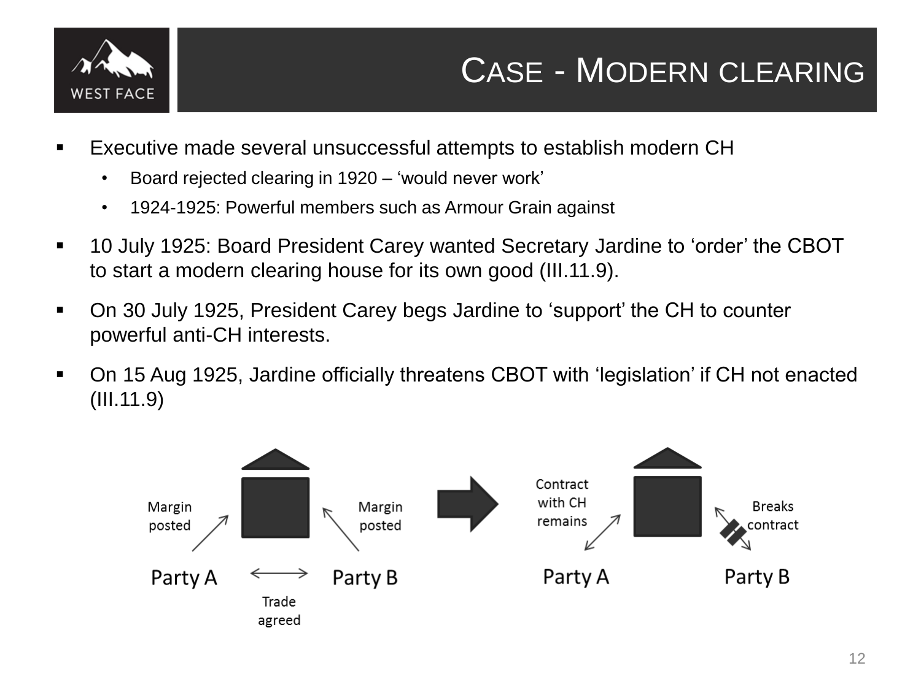# Case - Modern clearing

- Executive made several unsuccessful attempts to establish modern CH
  - Board rejected clearing in 1920 – 'would never work'
  - 1924-1925: Powerful members such as Armour Grain against
- 10 July 1925: Board President Carey wanted Secretary Jardine to 'order' the CBOT to start a modern clearing house for its own good (III.11.9).
- On 30 July 1925, President Carey begs Jardine to 'support' the CH to counter powerful anti-CH interests.
- On 15 Aug 1925, Jardine officially threatens CBOT with 'legislation' if CH not enacted (III.11.9)

Margin posted | Margin posted | Party A | Party B | Trade agreed | Contract with CH remains | Breaks contract | Party A | Party B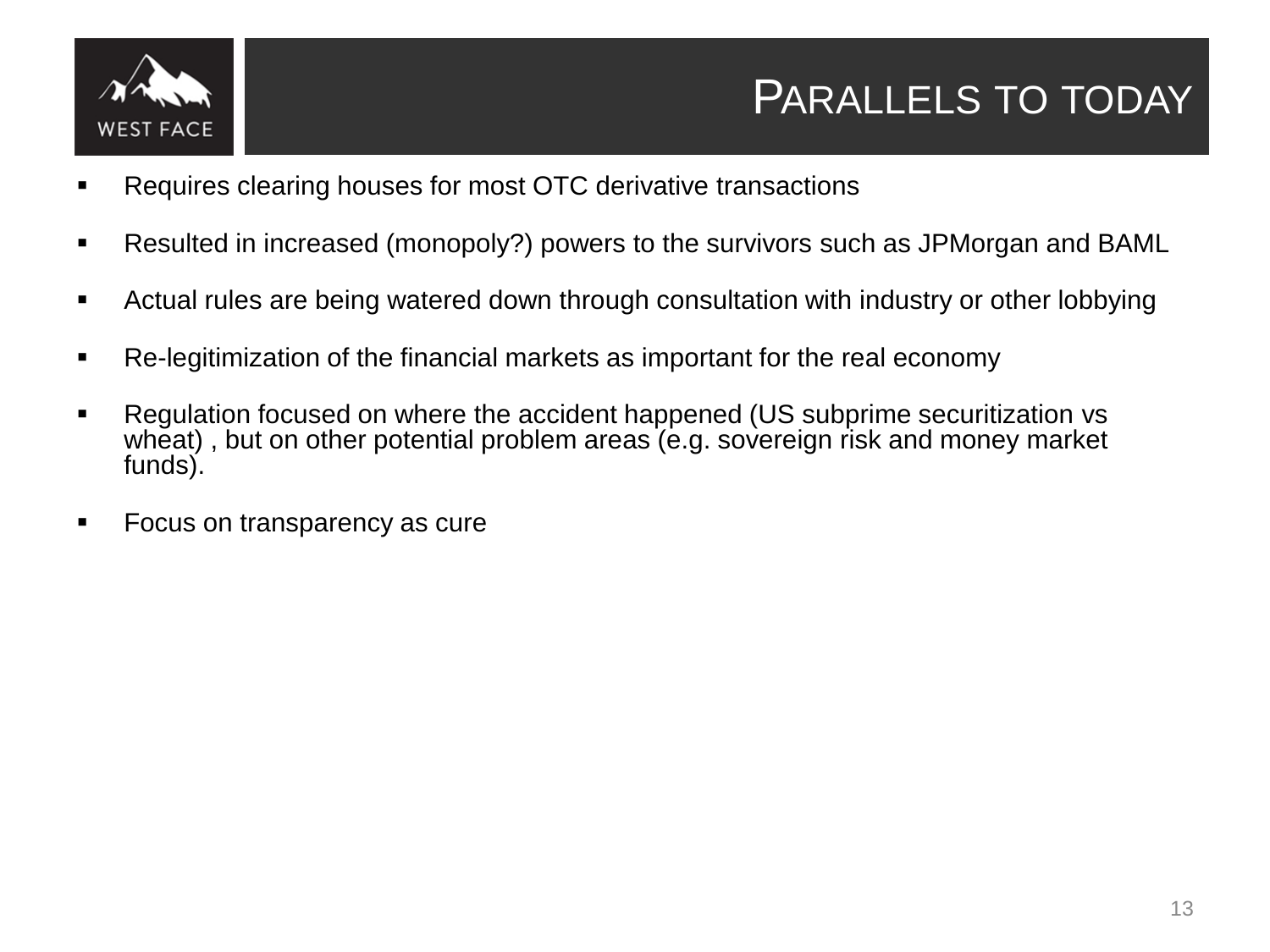# PARALLELS TO TODAY

- Requires clearing houses for most OTC derivative transactions
- Resulted in increased (monopoly?) powers to the survivors such as JPMorgan and BAML
- Actual rules are being watered down through consultation with industry or other lobbying
- Re-legitimization of the financial markets as important for the real economy
- Regulation focused on where the accident happened (US subprime securitization vs wheat) , but on other potential problem areas (e.g. sovereign risk and money market funds).
- Focus on transparency as cure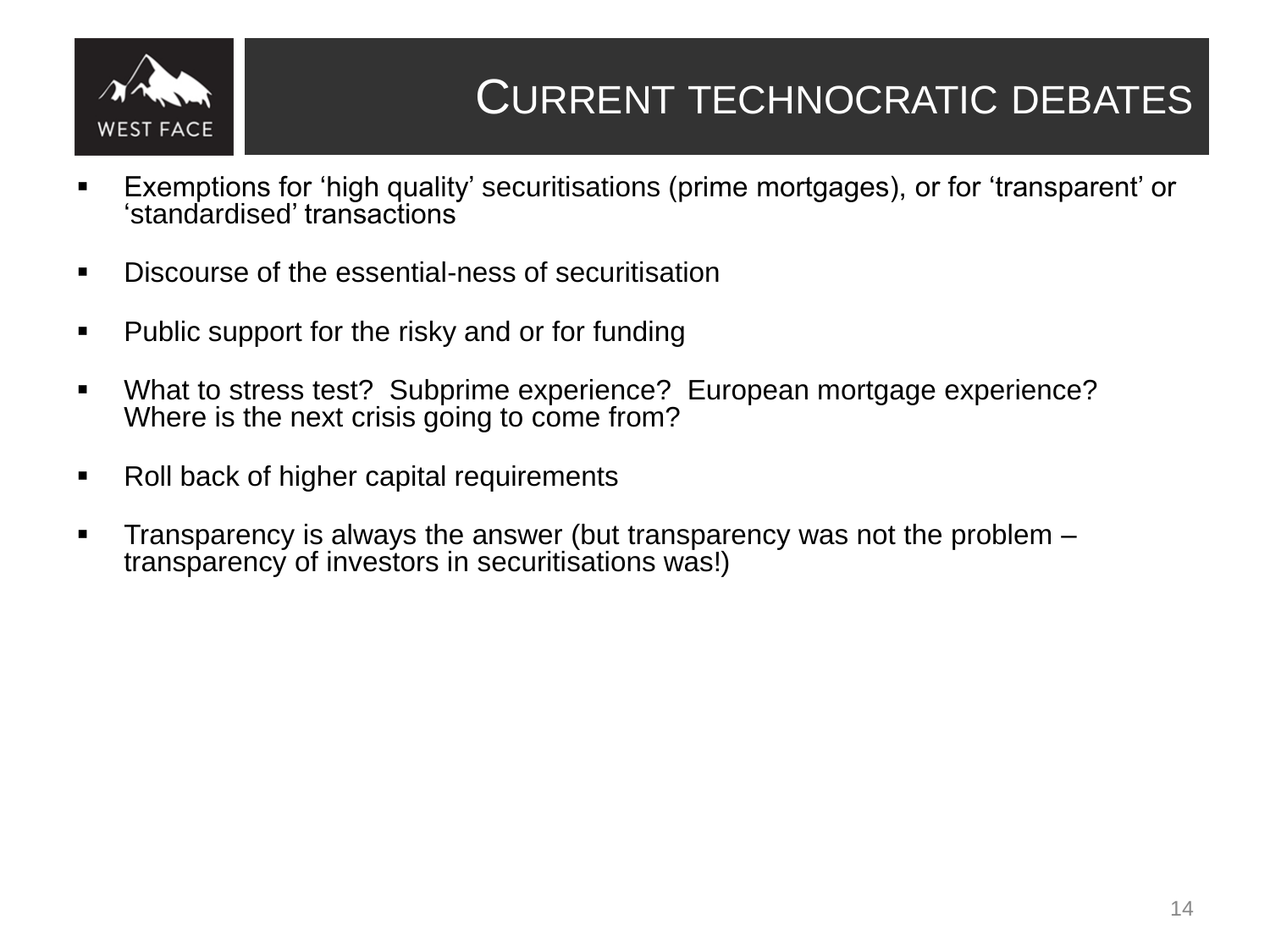# Current technocratic debates

- Exemptions for ‘high quality’ securitisations (prime mortgages), or for ‘transparent’ or ‘standardised’ transactions
- Discourse of the essential-ness of securitisation
- Public support for the risky and or for funding
- What to stress test? Subprime experience? European mortgage experience? Where is the next crisis going to come from?
- Roll back of higher capital requirements
- Transparency is always the answer (but transparency was not the problem – transparency of investors in securitisations was!)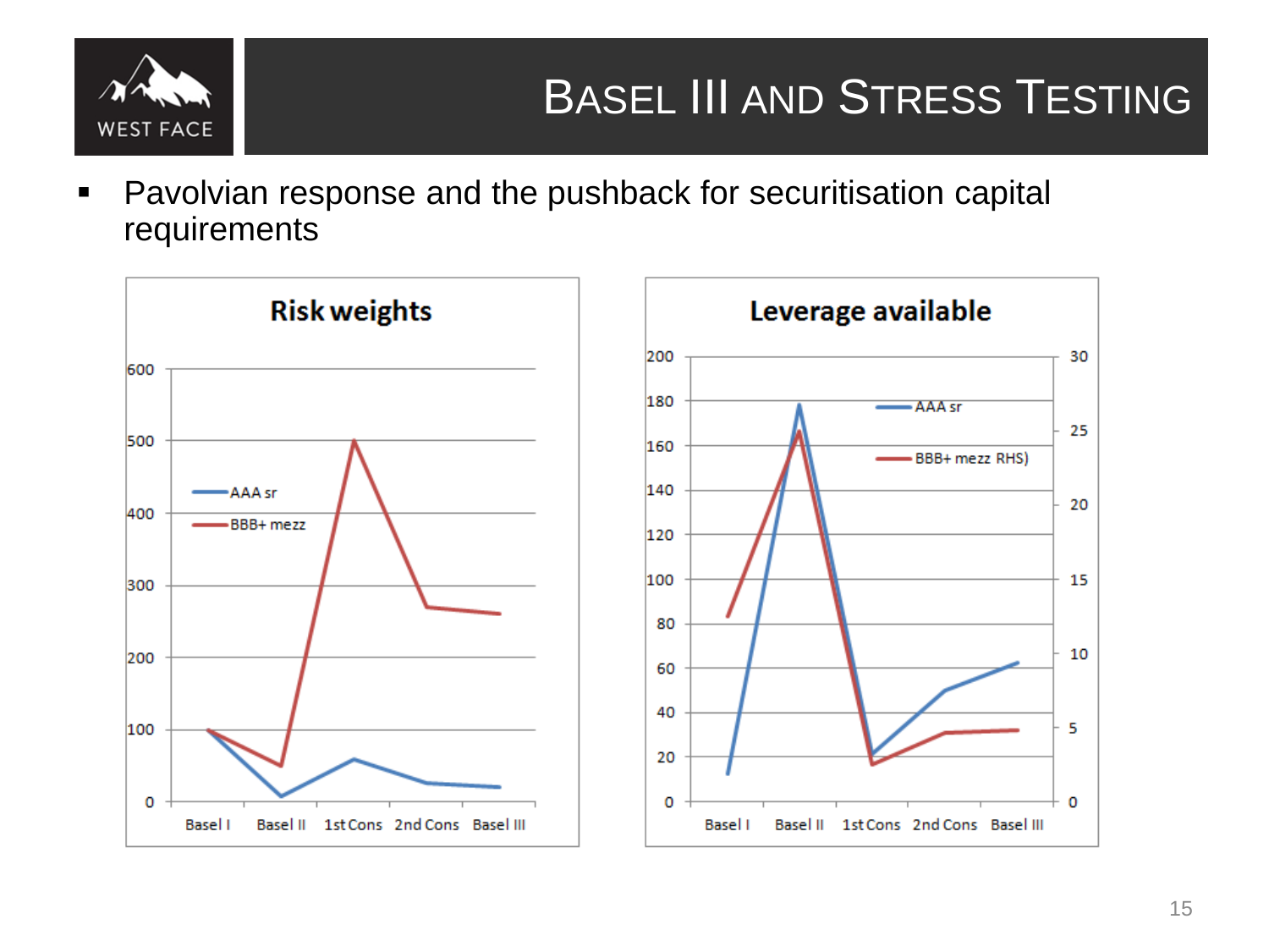# Basel III and Stress Testing

- Pavolvian response and the pushback for securitisation capital requirements

**Risk weights**

600
500
400
300
200
100
0

AAA sr
BBB+ mezz

Basel I | Basel II | 1st Cons | 2nd Cons | Basel III

**Leverage available**

200
180
160
140
120
100
80
60
40
20
0

30
25
20
15
10
5
0

AAA sr
BBB+ mezz RHS)

Basel I | Basel II | 1st Cons | 2nd Cons | Basel III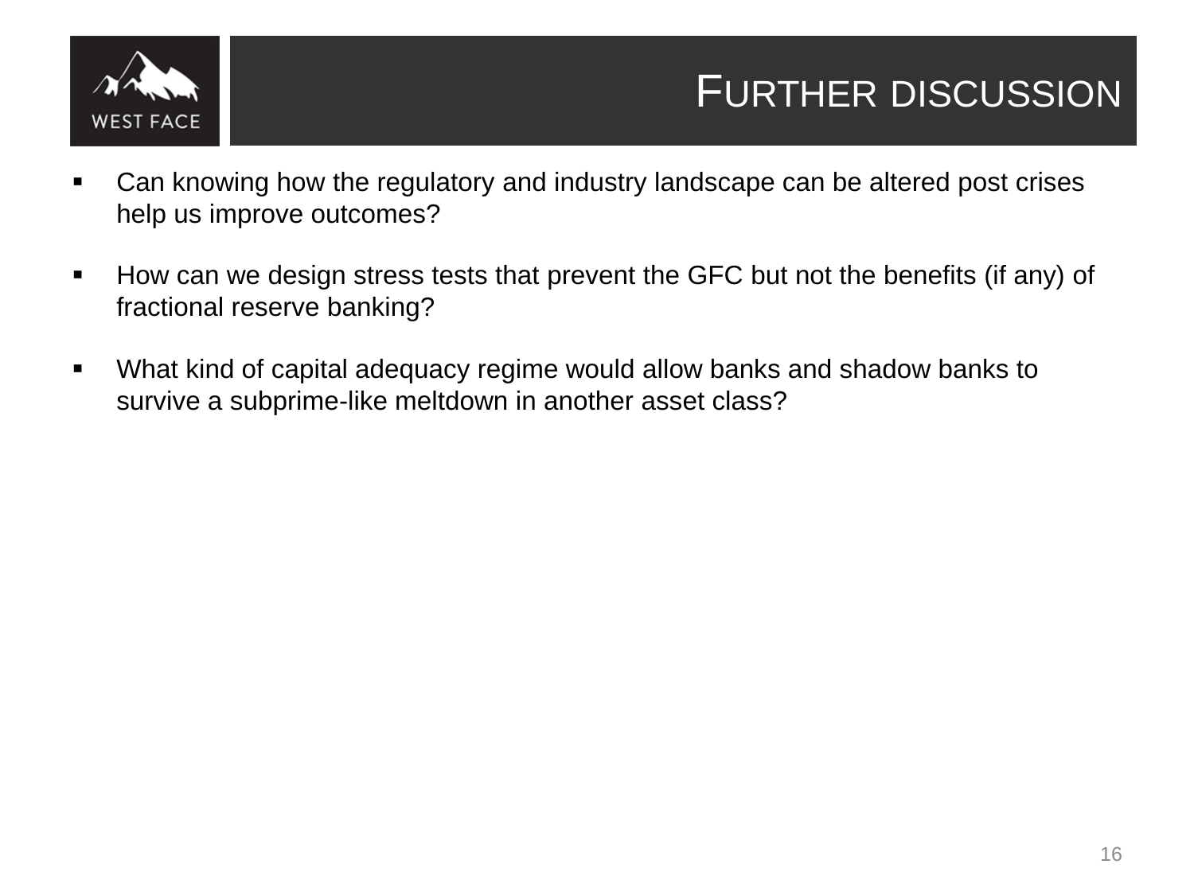# Further discussion

- Can knowing how the regulatory and industry landscape can be altered post crises help us improve outcomes?
- How can we design stress tests that prevent the GFC but not the benefits (if any) of fractional reserve banking?
- What kind of capital adequacy regime would allow banks and shadow banks to survive a subprime-like meltdown in another asset class?